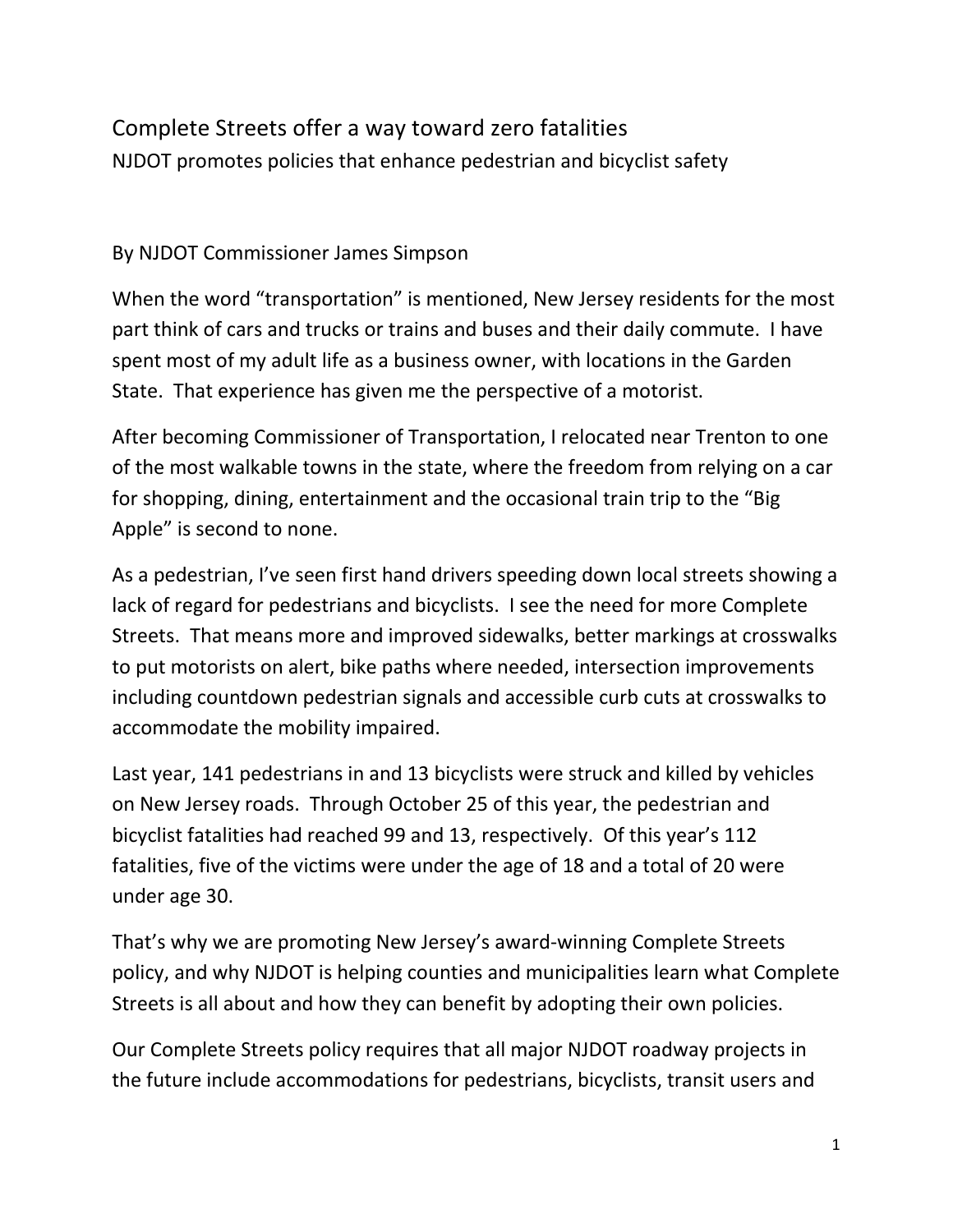# Complete Streets offer a way toward zero fatalities

## NJDOT promotes policies that enhance pedestrian and bicyclist safety

By NJDOT Commissioner James Simpson

When the word “transportation” is mentioned, New Jersey residents for the most part think of cars and trucks or trains and buses and their daily commute. I have spent most of my adult life as a business owner, with locations in the Garden State. That experience has given me the perspective of a motorist.

After becoming Commissioner of Transportation, I relocated near Trenton to one of the most walkable towns in the state, where the freedom from relying on a car for shopping, dining, entertainment and the occasional train trip to the “Big Apple” is second to none.

As a pedestrian, I’ve seen first hand drivers speeding down local streets showing a lack of regard for pedestrians and bicyclists. I see the need for more Complete Streets. That means more and improved sidewalks, better markings at crosswalks to put motorists on alert, bike paths where needed, intersection improvements including countdown pedestrian signals and accessible curb cuts at crosswalks to accommodate the mobility impaired.

Last year, 141 pedestrians in and 13 bicyclists were struck and killed by vehicles on New Jersey roads. Through October 25 of this year, the pedestrian and bicyclist fatalities had reached 99 and 13, respectively. Of this year’s 112 fatalities, five of the victims were under the age of 18 and a total of 20 were under age 30.

That’s why we are promoting New Jersey’s award-winning Complete Streets policy, and why NJDOT is helping counties and municipalities learn what Complete Streets is all about and how they can benefit by adopting their own policies.

Our Complete Streets policy requires that all major NJDOT roadway projects in the future include accommodations for pedestrians, bicyclists, transit users and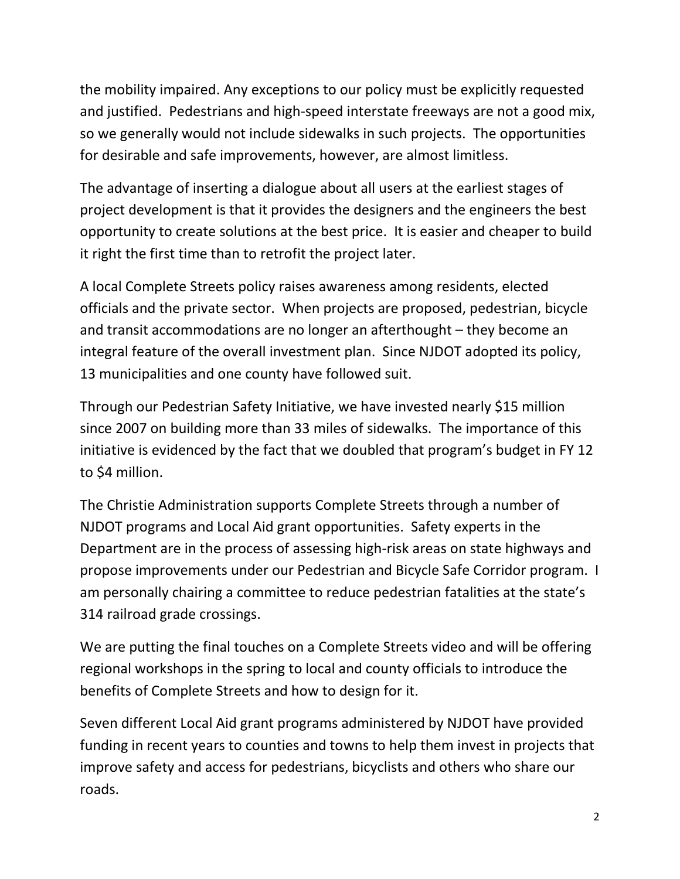the mobility impaired. Any exceptions to our policy must be explicitly requested and justified. Pedestrians and high-speed interstate freeways are not a good mix, so we generally would not include sidewalks in such projects. The opportunities for desirable and safe improvements, however, are almost limitless.

The advantage of inserting a dialogue about all users at the earliest stages of project development is that it provides the designers and the engineers the best opportunity to create solutions at the best price. It is easier and cheaper to build it right the first time than to retrofit the project later.

A local Complete Streets policy raises awareness among residents, elected officials and the private sector. When projects are proposed, pedestrian, bicycle and transit accommodations are no longer an afterthought – they become an integral feature of the overall investment plan. Since NJDOT adopted its policy, 13 municipalities and one county have followed suit.

Through our Pedestrian Safety Initiative, we have invested nearly $15 million since 2007 on building more than 33 miles of sidewalks. The importance of this initiative is evidenced by the fact that we doubled that program's budget in FY 12 to $4 million.

The Christie Administration supports Complete Streets through a number of NJDOT programs and Local Aid grant opportunities. Safety experts in the Department are in the process of assessing high-risk areas on state highways and propose improvements under our Pedestrian and Bicycle Safe Corridor program. I am personally chairing a committee to reduce pedestrian fatalities at the state's 314 railroad grade crossings.

We are putting the final touches on a Complete Streets video and will be offering regional workshops in the spring to local and county officials to introduce the benefits of Complete Streets and how to design for it.

Seven different Local Aid grant programs administered by NJDOT have provided funding in recent years to counties and towns to help them invest in projects that improve safety and access for pedestrians, bicyclists and others who share our roads.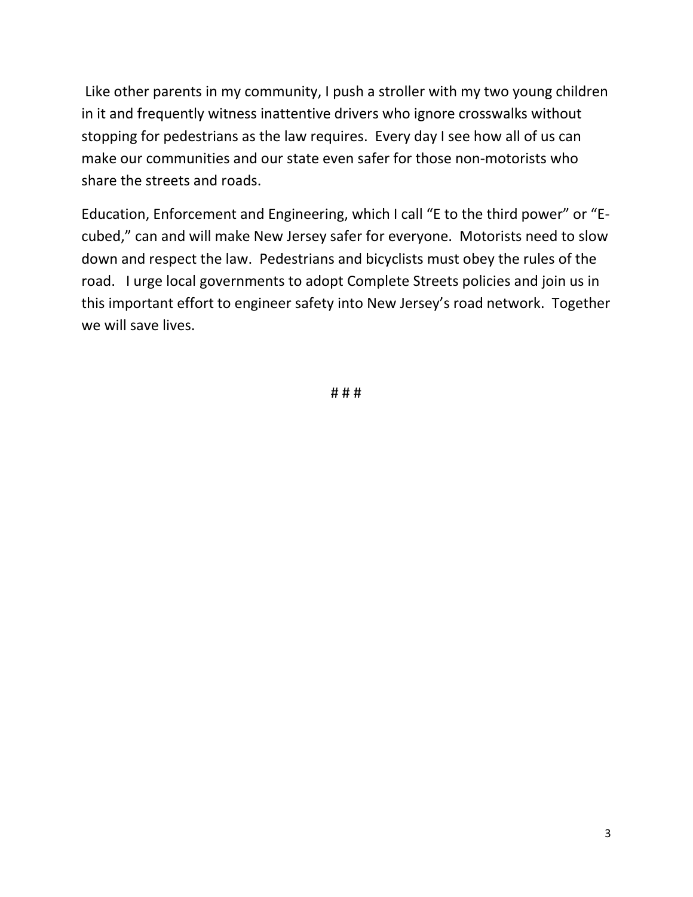Like other parents in my community, I push a stroller with my two young children in it and frequently witness inattentive drivers who ignore crosswalks without stopping for pedestrians as the law requires. Every day I see how all of us can make our communities and our state even safer for those non-motorists who share the streets and roads.

Education, Enforcement and Engineering, which I call "E to the third power" or "E-cubed," can and will make New Jersey safer for everyone. Motorists need to slow down and respect the law. Pedestrians and bicyclists must obey the rules of the road. I urge local governments to adopt Complete Streets policies and join us in this important effort to engineer safety into New Jersey's road network. Together we will save lives.

# # #